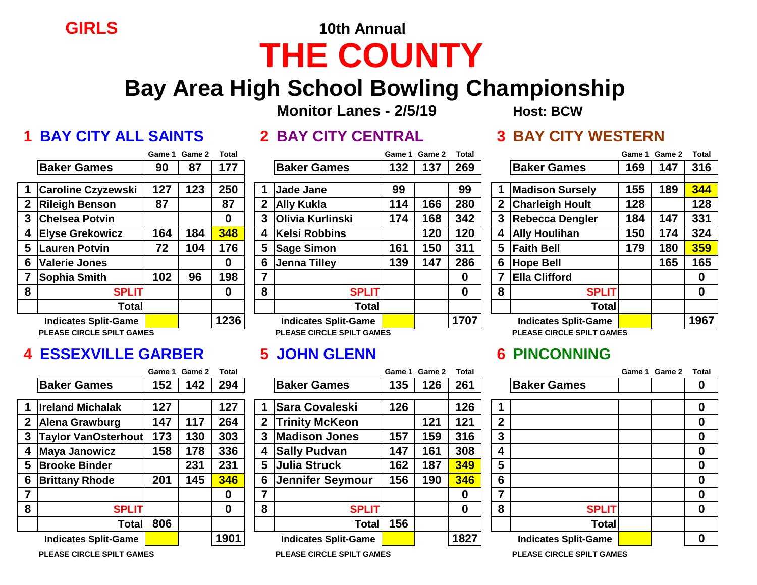**GIRLS**

**10th Annual**

# THE COUNTY

## Bay Area High School Bowling Championship

**Monitor Lanes - 2/5/19** **Host: BCW**

### 1 BAY CITY ALL SAINTS

| | | Game 1 | Game 2 | Total |
|---|---|---|---|---|
| | Baker Games | 90 | 87 | 177 |
| 1 | Caroline Czyzewski | 127 | 123 | 250 |
| 2 | Rileigh Benson | 87 | | 87 |
| 3 | Chelsea Potvin | | | 0 |
| 4 | Elyse Grekowicz | 164 | 184 | 348 |
| 5 | Lauren Potvin | 72 | 104 | 176 |
| 6 | Valerie Jones | | | 0 |
| 7 | Sophia Smith | 102 | 96 | 198 |
| 8 | SPLIT | | | 0 |
| | Total | | | |
| | Indicates Split-Game | | | 1236 |

PLEASE CIRCLE SPILT GAMES

### 2 BAY CITY CENTRAL

| | | Game 1 | Game 2 | Total |
|---|---|---|---|---|
| | Baker Games | 132 | 137 | 269 |
| 1 | Jade Jane | 99 | | 99 |
| 2 | Ally Kukla | 114 | 166 | 280 |
| 3 | Olivia Kurlinski | 174 | 168 | 342 |
| 4 | Kelsi Robbins | | 120 | 120 |
| 5 | Sage Simon | 161 | 150 | 311 |
| 6 | Jenna Tilley | 139 | 147 | 286 |
| 7 | | | | 0 |
| 8 | SPLIT | | | 0 |
| | Total | | | |
| | Indicates Split-Game | | | 1707 |

PLEASE CIRCLE SPILT GAMES

### 3 BAY CITY WESTERN

| | | Game 1 | Game 2 | Total |
|---|---|---|---|---|
| | Baker Games | 169 | 147 | 316 |
| 1 | Madison Sursely | 155 | 189 | 344 |
| 2 | Charleigh Hoult | 128 | | 128 |
| 3 | Rebecca Dengler | 184 | 147 | 331 |
| 4 | Ally Houlihan | 150 | 174 | 324 |
| 5 | Faith Bell | 179 | 180 | 359 |
| 6 | Hope Bell | | 165 | 165 |
| 7 | Ella Clifford | | | 0 |
| 8 | SPLIT | | | 0 |
| | Total | | | |
| | Indicates Split-Game | | | 1967 |

PLEASE CIRCLE SPILT GAMES

### 4 ESSEXVILLE GARBER

| | | Game 1 | Game 2 | Total |
|---|---|---|---|---|
| | Baker Games | 152 | 142 | 294 |
| 1 | Ireland Michalak | 127 | | 127 |
| 2 | Alena Grawburg | 147 | 117 | 264 |
| 3 | Taylor VanOsterhout | 173 | 130 | 303 |
| 4 | Maya Janowicz | 158 | 178 | 336 |
| 5 | Brooke Binder | | 231 | 231 |
| 6 | Brittany Rhode | 201 | 145 | 346 |
| 7 | | | | 0 |
| 8 | SPLIT | | | 0 |
| | Total | 806 | | |
| | Indicates Split-Game | | | 1901 |

PLEASE CIRCLE SPILT GAMES

### 5 JOHN GLENN

| | | Game 1 | Game 2 | Total |
|---|---|---|---|---|
| | Baker Games | 135 | 126 | 261 |
| 1 | Sara Covaleski | 126 | | 126 |
| 2 | Trinity McKeon | | 121 | 121 |
| 3 | Madison Jones | 157 | 159 | 316 |
| 4 | Sally Pudvan | 147 | 161 | 308 |
| 5 | Julia Struck | 162 | 187 | 349 |
| 6 | Jennifer Seymour | 156 | 190 | 346 |
| 7 | | | | 0 |
| 8 | SPLIT | | | 0 |
| | Total | 156 | | |
| | Indicates Split-Game | | | 1827 |

PLEASE CIRCLE SPILT GAMES

### 6 PINCONNING

| | | Game 1 | Game 2 | Total |
|---|---|---|---|---|
| | Baker Games | | | 0 |
| 1 | | | | 0 |
| 2 | | | | 0 |
| 3 | | | | 0 |
| 4 | | | | 0 |
| 5 | | | | 0 |
| 6 | | | | 0 |
| 7 | | | | 0 |
| 8 | SPLIT | | | 0 |
| | Total | | | |
| | Indicates Split-Game | | | 0 |

PLEASE CIRCLE SPILT GAMES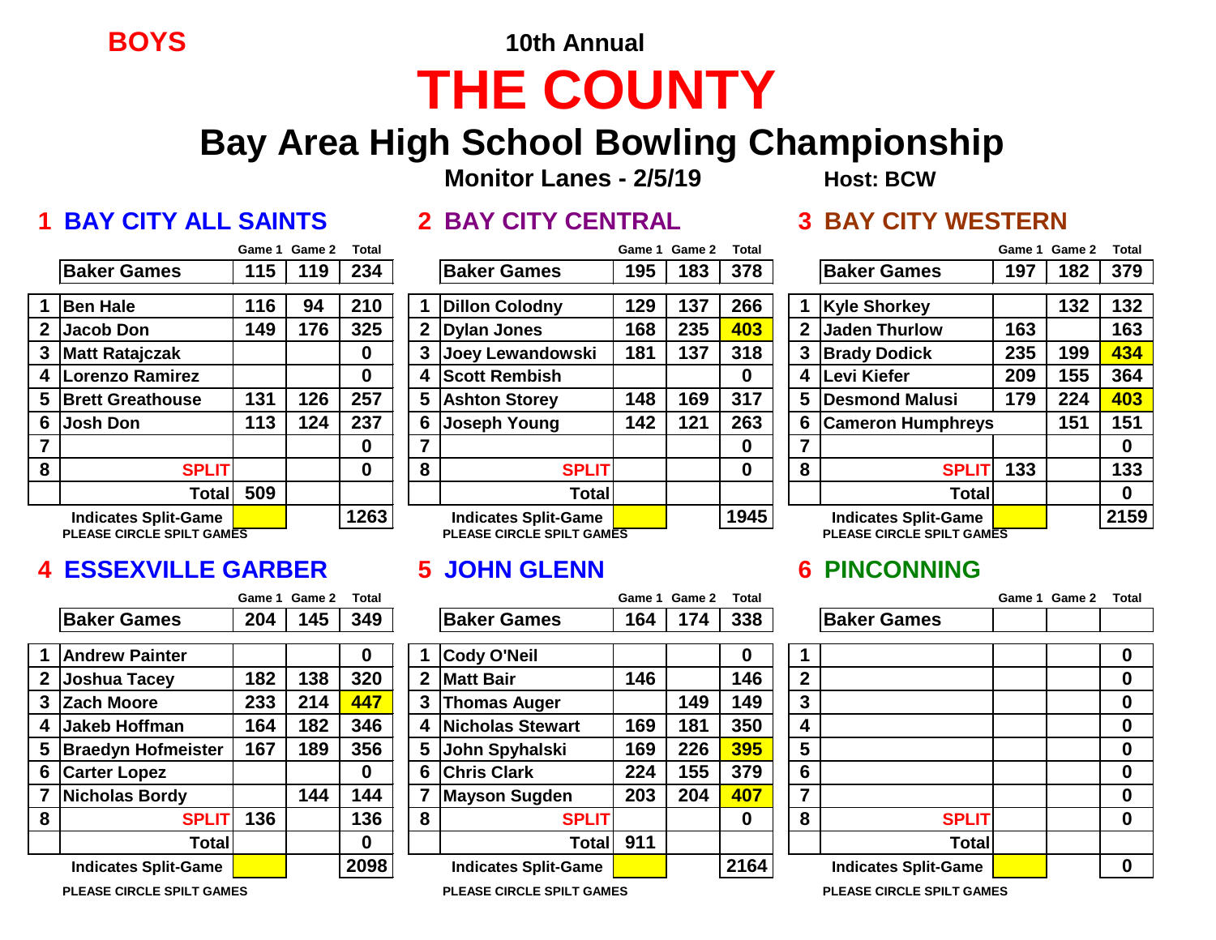**BOYS**

10th Annual

# THE COUNTY

## Bay Area High School Bowling Championship

**Monitor Lanes - 2/5/19** **Host: BCW**

### 1 BAY CITY ALL SAINTS

| | | Game 1 | Game 2 | Total |
|---|---|---|---|---|
| | Baker Games | 115 | 119 | 234 |
| 1 | Ben Hale | 116 | 94 | 210 |
| 2 | Jacob Don | 149 | 176 | 325 |
| 3 | Matt Ratajczak | | | 0 |
| 4 | Lorenzo Ramirez | | | 0 |
| 5 | Brett Greathouse | 131 | 126 | 257 |
| 6 | Josh Don | 113 | 124 | 237 |
| 7 | | | | 0 |
| 8 | SPLIT | | | 0 |
| | Total | 509 | | |
| | Indicates Split-Game | | | 1263 |

PLEASE CIRCLE SPILT GAMES

### 2 BAY CITY CENTRAL

| | | Game 1 | Game 2 | Total |
|---|---|---|---|---|
| | Baker Games | 195 | 183 | 378 |
| 1 | Dillon Colodny | 129 | 137 | 266 |
| 2 | Dylan Jones | 168 | 235 | 403 |
| 3 | Joey Lewandowski | 181 | 137 | 318 |
| 4 | Scott Rembish | | | 0 |
| 5 | Ashton Storey | 148 | 169 | 317 |
| 6 | Joseph Young | 142 | 121 | 263 |
| 7 | | | | 0 |
| 8 | SPLIT | | | 0 |
| | Total | | | |
| | Indicates Split-Game | | | 1945 |

PLEASE CIRCLE SPILT GAMES

### 3 BAY CITY WESTERN

| | | Game 1 | Game 2 | Total |
|---|---|---|---|---|
| | Baker Games | 197 | 182 | 379 |
| 1 | Kyle Shorkey | | 132 | 132 |
| 2 | Jaden Thurlow | 163 | | 163 |
| 3 | Brady Dodick | 235 | 199 | 434 |
| 4 | Levi Kiefer | 209 | 155 | 364 |
| 5 | Desmond Malusi | 179 | 224 | 403 |
| 6 | Cameron Humphreys | | 151 | 151 |
| 7 | | | | 0 |
| 8 | SPLIT | 133 | | 133 |
| | Total | | | 0 |
| | Indicates Split-Game | | | 2159 |

PLEASE CIRCLE SPILT GAMES

### 4 ESSEXVILLE GARBER

| | | Game 1 | Game 2 | Total |
|---|---|---|---|---|
| | Baker Games | 204 | 145 | 349 |
| 1 | Andrew Painter | | | 0 |
| 2 | Joshua Tacey | 182 | 138 | 320 |
| 3 | Zach Moore | 233 | 214 | 447 |
| 4 | Jakeb Hoffman | 164 | 182 | 346 |
| 5 | Braedyn Hofmeister | 167 | 189 | 356 |
| 6 | Carter Lopez | | | 0 |
| 7 | Nicholas Bordy | | 144 | 144 |
| 8 | SPLIT | 136 | | 136 |
| | Total | | | 0 |
| | Indicates Split-Game | | | 2098 |

PLEASE CIRCLE SPILT GAMES

### 5 JOHN GLENN

| | | Game 1 | Game 2 | Total |
|---|---|---|---|---|
| | Baker Games | 164 | 174 | 338 |
| 1 | Cody O'Neil | | | 0 |
| 2 | Matt Bair | 146 | | 146 |
| 3 | Thomas Auger | | 149 | 149 |
| 4 | Nicholas Stewart | 169 | 181 | 350 |
| 5 | John Spyhalski | 169 | 226 | 395 |
| 6 | Chris Clark | 224 | 155 | 379 |
| 7 | Mayson Sugden | 203 | 204 | 407 |
| 8 | SPLIT | | | 0 |
| | Total | 911 | | |
| | Indicates Split-Game | | | 2164 |

PLEASE CIRCLE SPILT GAMES

### 6 PINCONNING

| | | Game 1 | Game 2 | Total |
|---|---|---|---|---|
| | Baker Games | | | |
| 1 | | | | 0 |
| 2 | | | | 0 |
| 3 | | | | 0 |
| 4 | | | | 0 |
| 5 | | | | 0 |
| 6 | | | | 0 |
| 7 | | | | 0 |
| 8 | SPLIT | | | 0 |
| | Total | | | |
| | Indicates Split-Game | | | 0 |

PLEASE CIRCLE SPILT GAMES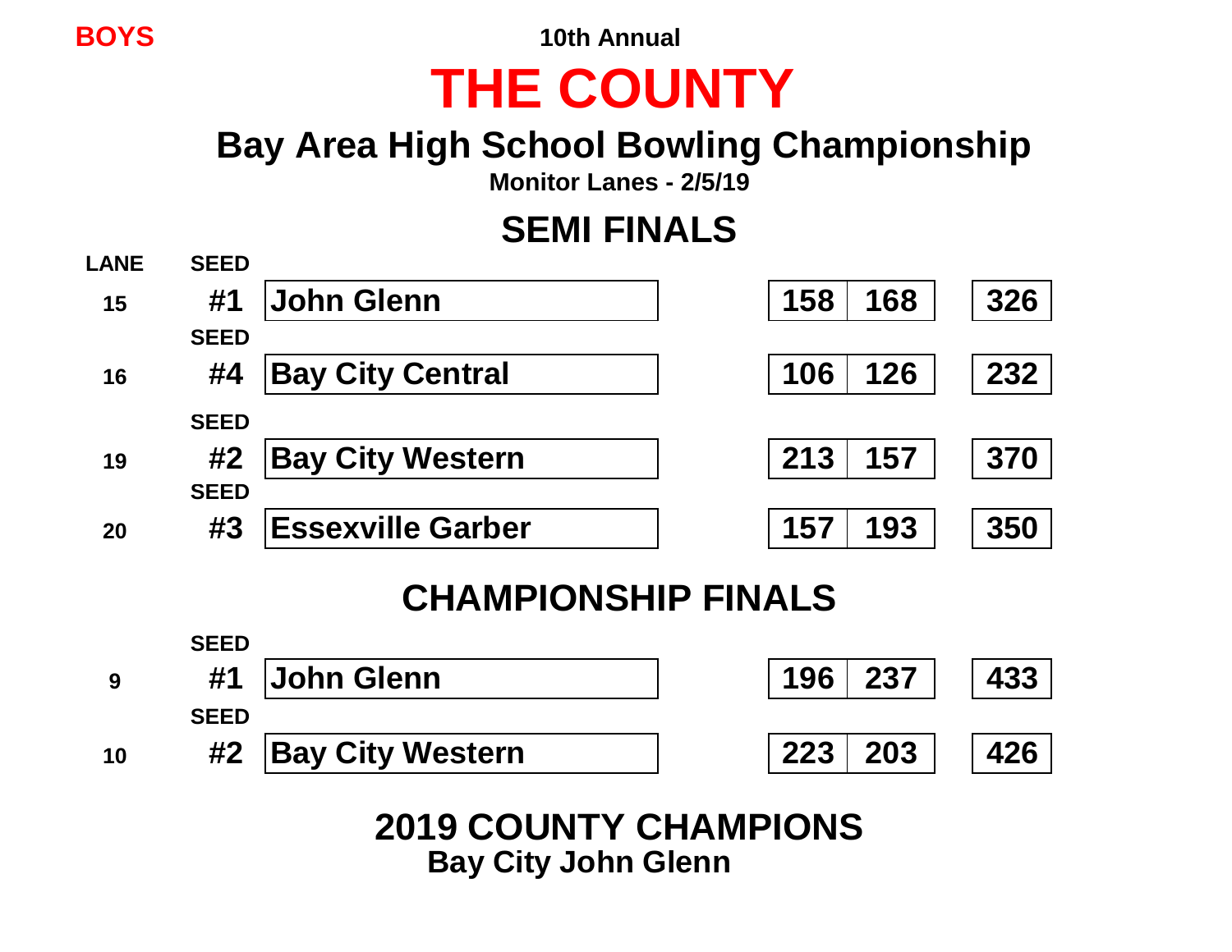**BOYS**

10th Annual

# THE COUNTY

## Bay Area High School Bowling Championship

**Monitor Lanes - 2/5/19**

## SEMI FINALS

| LANE | SEED | Team | Game 1 | Game 2 | Total |
|---|---|---|---|---|---|
| 15 | #1 | John Glenn | 158 | 168 | 326 |
| 16 | #4 | Bay City Central | 106 | 126 | 232 |
| 19 | #2 | Bay City Western | 213 | 157 | 370 |
| 20 | #3 | Essexville Garber | 157 | 193 | 350 |

## CHAMPIONSHIP FINALS

| LANE | SEED | Team | Game 1 | Game 2 | Total |
|---|---|---|---|---|---|
| 9 | #1 | John Glenn | 196 | 237 | 433 |
| 10 | #2 | Bay City Western | 223 | 203 | 426 |

## 2019 COUNTY CHAMPIONS

**Bay City John Glenn**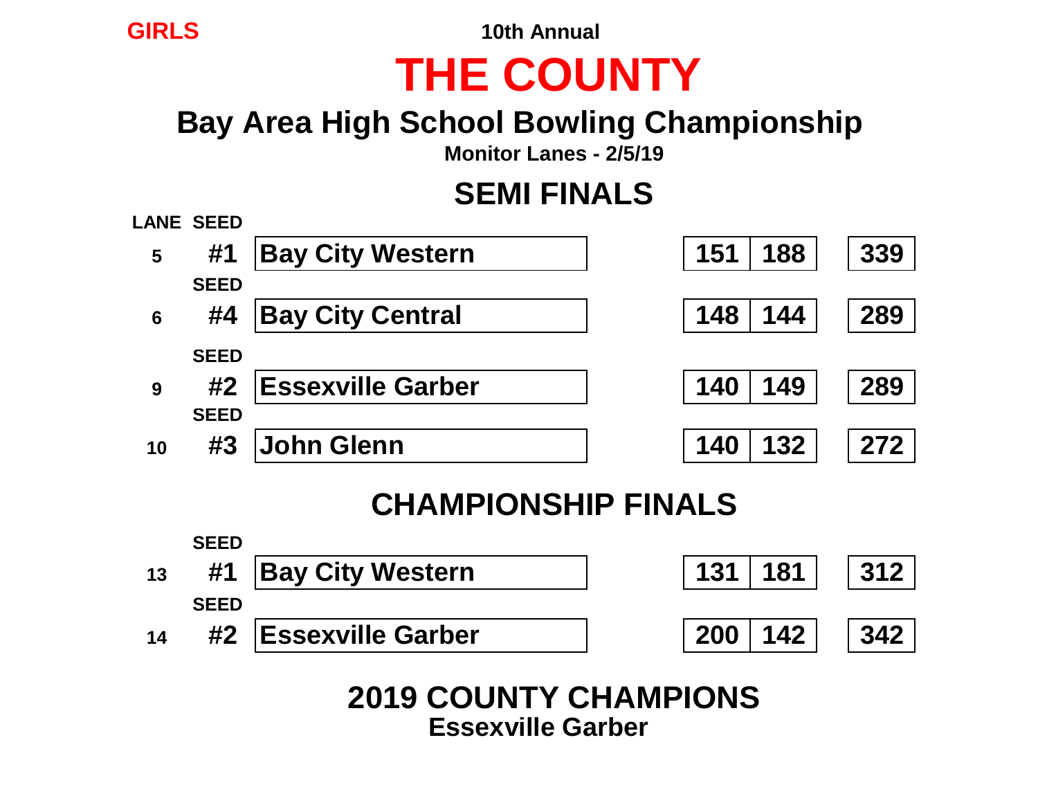**GIRLS**

**10th Annual**

# THE COUNTY

## Bay Area High School Bowling Championship

**Monitor Lanes - 2/5/19**

## SEMI FINALS

| LANE | SEED | Team | Game 1 | Game 2 | Total |
|---|---|---|---|---|---|
| 5 | #1 | Bay City Western | 151 | 188 | 339 |
| 6 | #4 | Bay City Central | 148 | 144 | 289 |
| 9 | #2 | Essexville Garber | 140 | 149 | 289 |
| 10 | #3 | John Glenn | 140 | 132 | 272 |

## CHAMPIONSHIP FINALS

| LANE | SEED | Team | Game 1 | Game 2 | Total |
|---|---|---|---|---|---|
| 13 | #1 | Bay City Western | 131 | 181 | 312 |
| 14 | #2 | Essexville Garber | 200 | 142 | 342 |

## 2019 COUNTY CHAMPIONS

**Essexville Garber**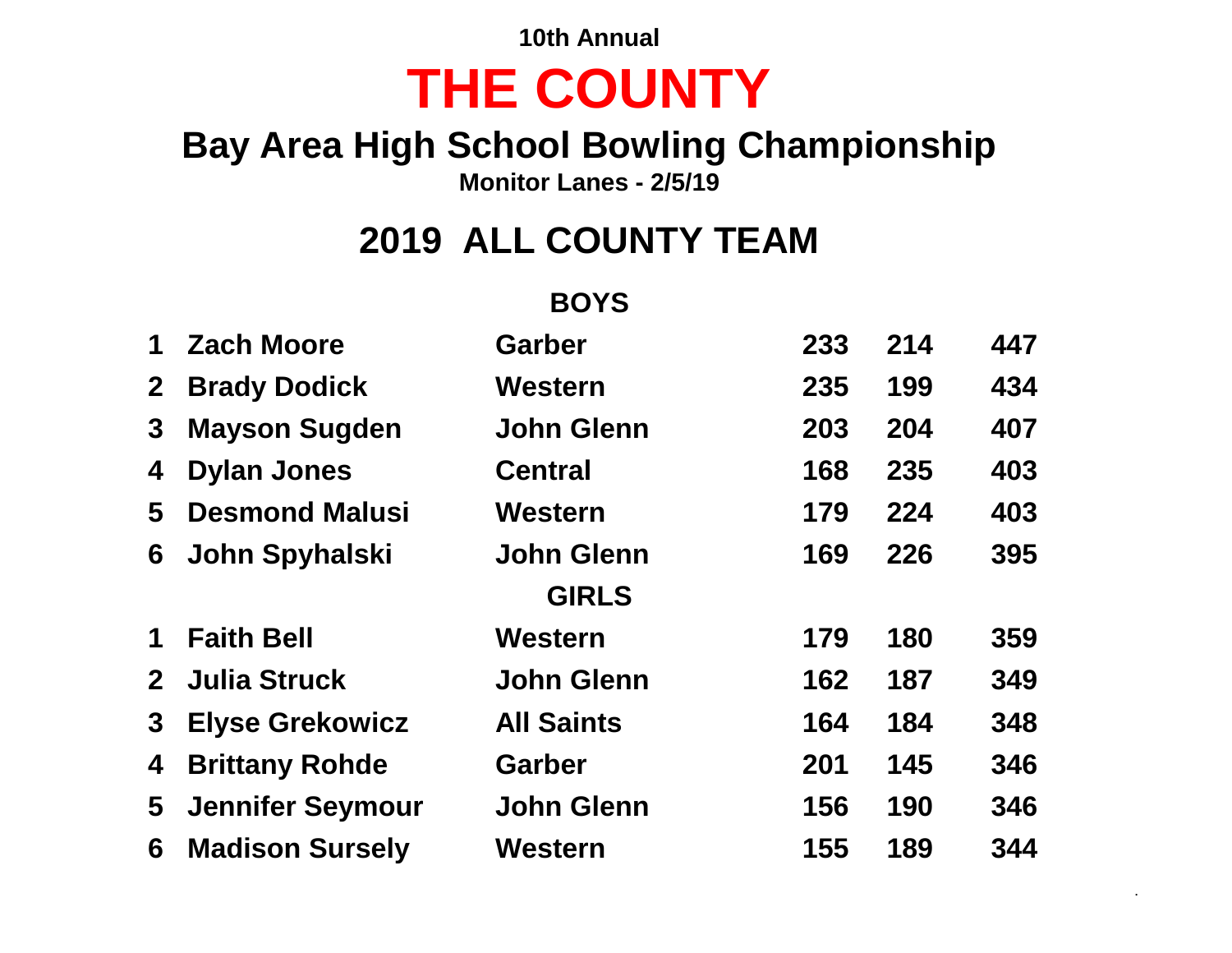**10th Annual**

# THE COUNTY

## Bay Area High School Bowling Championship

**Monitor Lanes - 2/5/19**

## 2019 ALL COUNTY TEAM

| | | | | | |
|---|---|---|---|---|---|
| | | **BOYS** | | | |
| 1 | Zach Moore | Garber | 233 | 214 | 447 |
| 2 | Brady Dodick | Western | 235 | 199 | 434 |
| 3 | Mayson Sugden | John Glenn | 203 | 204 | 407 |
| 4 | Dylan Jones | Central | 168 | 235 | 403 |
| 5 | Desmond Malusi | Western | 179 | 224 | 403 |
| 6 | John Spyhalski | John Glenn | 169 | 226 | 395 |
| | | **GIRLS** | | | |
| 1 | Faith Bell | Western | 179 | 180 | 359 |
| 2 | Julia Struck | John Glenn | 162 | 187 | 349 |
| 3 | Elyse Grekowicz | All Saints | 164 | 184 | 348 |
| 4 | Brittany Rohde | Garber | 201 | 145 | 346 |
| 5 | Jennifer Seymour | John Glenn | 156 | 190 | 346 |
| 6 | Madison Sursely | Western | 155 | 189 | 344 |